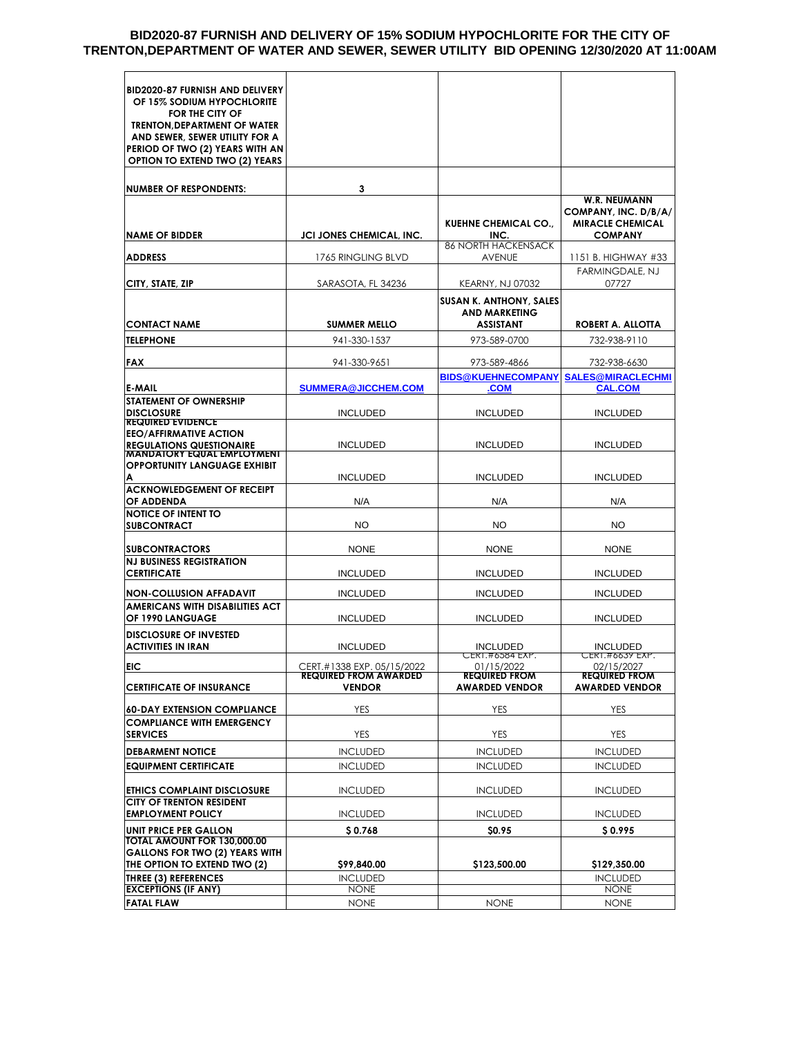# BID2020-87 FURNISH AND DELIVERY OF 15% SODIUM HYPOCHLORITE FOR THE CITY OF TRENTON,DEPARTMENT OF WATER AND SEWER, SEWER UTILITY BID OPENING 12/30/2020 AT 11:00AM

| BID2020-87 FURNISH AND DELIVERY OF 15% SODIUM HYPOCHLORITE FOR THE CITY OF TRENTON,DEPARTMENT OF WATER AND SEWER, SEWER UTILITY FOR A PERIOD OF TWO (2) YEARS WITH AN OPTION TO EXTEND TWO (2) YEARS | | | |
|---|---|---|---|
| NUMBER OF RESPONDENTS: | 3 | | |
| NAME OF BIDDER | JCI JONES CHEMICAL, INC. | KUEHNE CHEMICAL CO., INC. | W.R. NEUMANN COMPANY, INC. D/B/A/ MIRACLE CHEMICAL COMPANY |
| ADDRESS | 1765 RINGLING BLVD | 86 NORTH HACKENSACK AVENUE | 1151 B. HIGHWAY #33 |
| CITY, STATE, ZIP | SARASOTA, FL 34236 | KEARNY, NJ 07032 | FARMINGDALE, NJ 07727 |
| CONTACT NAME | SUMMER MELLO | SUSAN K. ANTHONY, SALES AND MARKETING ASSISTANT | ROBERT A. ALLOTTA |
| TELEPHONE | 941-330-1537 | 973-589-0700 | 732-938-9110 |
| FAX | 941-330-9651 | 973-589-4866 | 732-938-6630 |
| E-MAIL | SUMMERA@JICCHEM.COM | BIDS@KUEHNECOMPANY.COM | SALES@MIRACLECHEMICAL.COM |
| STATEMENT OF OWNERSHIP DISCLOSURE | INCLUDED | INCLUDED | INCLUDED |
| REQUIRED EVIDENCE EEO/AFFIRMATIVE ACTION REGULATIONS QUESTIONAIRE | INCLUDED | INCLUDED | INCLUDED |
| MANDATORY EQUAL EMPLOYMENT OPPORTUNITY LANGUAGE EXHIBIT A | INCLUDED | INCLUDED | INCLUDED |
| ACKNOWLEDGEMENT OF RECEIPT OF ADDENDA | N/A | N/A | N/A |
| NOTICE OF INTENT TO SUBCONTRACT | NO | NO | NO |
| SUBCONTRACTORS | NONE | NONE | NONE |
| NJ BUSINESS REGISTRATION CERTIFICATE | INCLUDED | INCLUDED | INCLUDED |
| NON-COLLUSION AFFADAVIT | INCLUDED | INCLUDED | INCLUDED |
| AMERICANS WITH DISABILITIES ACT OF 1990 LANGUAGE | INCLUDED | INCLUDED | INCLUDED |
| DISCLOSURE OF INVESTED ACTIVITIES IN IRAN | INCLUDED | INCLUDED | INCLUDED |
| EIC | CERT.#1338 EXP. 05/15/2022 | CERT.#6584 EXP. 01/15/2022 | CERT.#6639 EXP. 02/15/2027 |
| CERTIFICATE OF INSURANCE | REQUIRED FROM AWARDED VENDOR | REQUIRED FROM AWARDED VENDOR | REQUIRED FROM AWARDED VENDOR |
| 60-DAY EXTENSION COMPLIANCE | YES | YES | YES |
| COMPLIANCE WITH EMERGENCY SERVICES | YES | YES | YES |
| DEBARMENT NOTICE | INCLUDED | INCLUDED | INCLUDED |
| EQUIPMENT CERTIFICATE | INCLUDED | INCLUDED | INCLUDED |
| ETHICS COMPLAINT DISCLOSURE | INCLUDED | INCLUDED | INCLUDED |
| CITY OF TRENTON RESIDENT EMPLOYMENT POLICY | INCLUDED | INCLUDED | INCLUDED |
| UNIT PRICE PER GALLON | $ 0.768 | $0.95 | $ 0.995 |
| TOTAL AMOUNT FOR 130,000.00 GALLONS FOR TWO (2) YEARS WITH THE OPTION TO EXTEND TWO (2) | $99,840.00 | $123,500.00 | $129,350.00 |
| THREE (3) REFERENCES | INCLUDED | | INCLUDED |
| EXCEPTIONS (IF ANY) | NONE | | NONE |
| FATAL FLAW | NONE | NONE | NONE |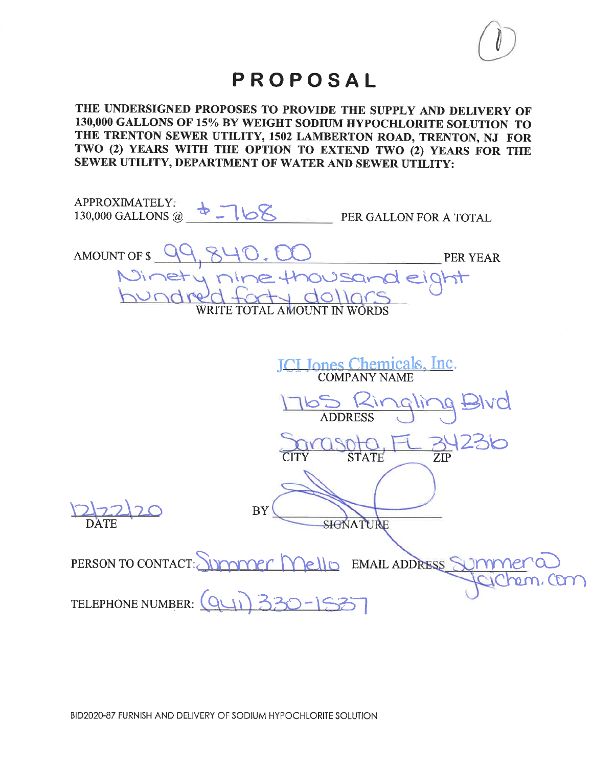# PROPOSAL

**THE UNDERSIGNED PROPOSES TO PROVIDE THE SUPPLY AND DELIVERY OF 130,000 GALLONS OF 15% BY WEIGHT SODIUM HYPOCHLORITE SOLUTION TO THE TRENTON SEWER UTILITY, 1502 LAMBERTON ROAD, TRENTON, NJ FOR TWO (2) YEARS WITH THE OPTION TO EXTEND TWO (2) YEARS FOR THE SEWER UTILITY, DEPARTMENT OF WATER AND SEWER UTILITY:**

APPROXIMATELY:
130,000 GALLONS @ $.768 PER GALLON FOR A TOTAL

AMOUNT OF $ 99,840.00 PER YEAR

Ninety nine thousand eight hundred forty dollars
WRITE TOTAL AMOUNT IN WORDS

JCI Jones Chemicals, Inc.
COMPANY NAME

1765 Ringling Blvd
ADDRESS

Sarasota, FL 34236
CITY STATE ZIP

12/22/20
DATE

BY [signature]
SIGNATURE

PERSON TO CONTACT: Summer Mello EMAIL ADDRESS summer@jcichem.com

TELEPHONE NUMBER: (941) 330-1537

BID2020-87 FURNISH AND DELIVERY OF SODIUM HYPOCHLORITE SOLUTION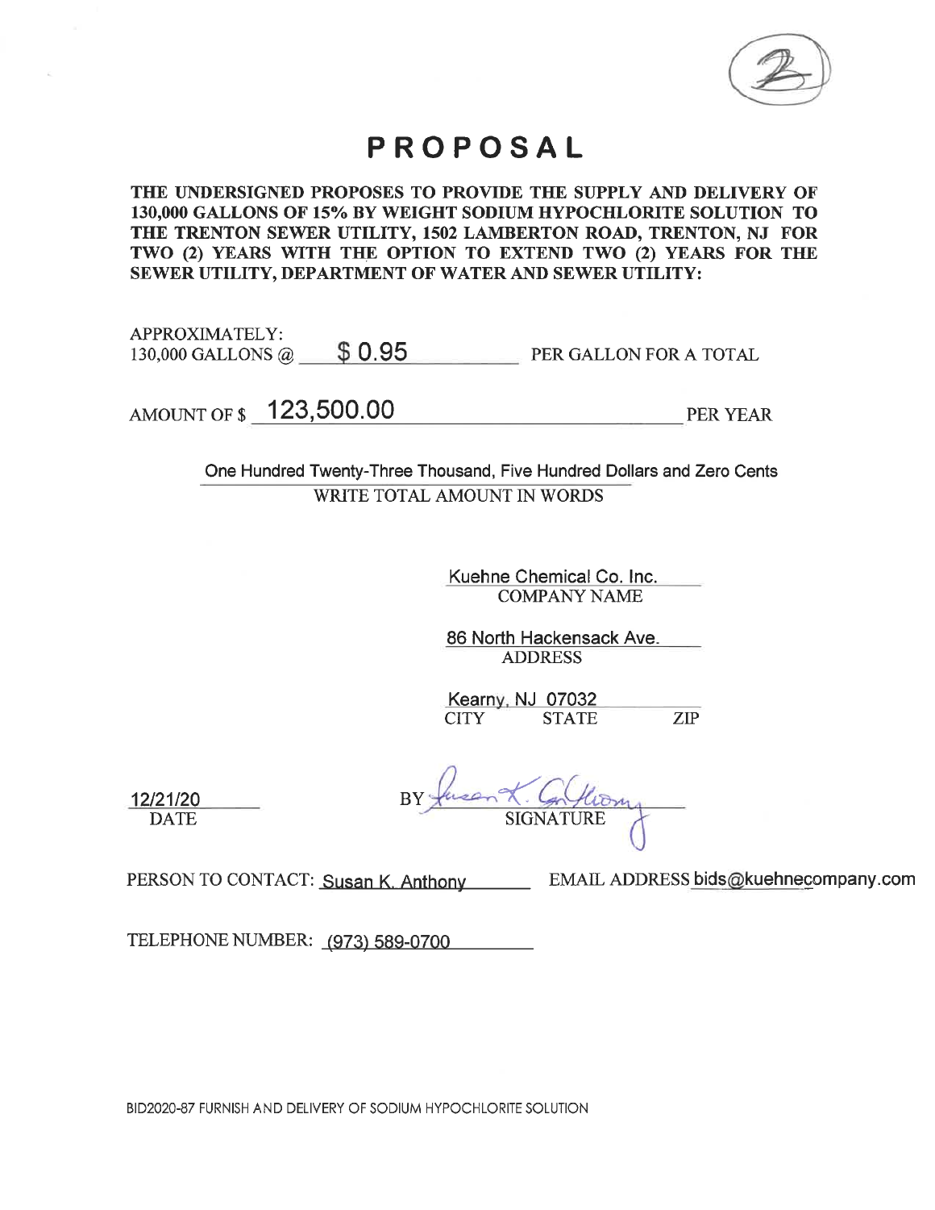# PROPOSAL

**THE UNDERSIGNED PROPOSES TO PROVIDE THE SUPPLY AND DELIVERY OF 130,000 GALLONS OF 15% BY WEIGHT SODIUM HYPOCHLORITE SOLUTION TO THE TRENTON SEWER UTILITY, 1502 LAMBERTON ROAD, TRENTON, NJ FOR TWO (2) YEARS WITH THE OPTION TO EXTEND TWO (2) YEARS FOR THE SEWER UTILITY, DEPARTMENT OF WATER AND SEWER UTILITY:**

APPROXIMATELY:
130,000 GALLONS @ $ 0.95 PER GALLON FOR A TOTAL

AMOUNT OF $ 123,500.00 PER YEAR

One Hundred Twenty-Three Thousand, Five Hundred Dollars and Zero Cents
WRITE TOTAL AMOUNT IN WORDS

Kuehne Chemical Co. Inc.
COMPANY NAME

86 North Hackensack Ave.
ADDRESS

Kearny, NJ 07032
CITY STATE ZIP

12/21/20
DATE

BY Susan K. Anthony
SIGNATURE

PERSON TO CONTACT: Susan K. Anthony EMAIL ADDRESS bids@kuehnecompany.com

TELEPHONE NUMBER: (973) 589-0700

BID2020-87 FURNISH AND DELIVERY OF SODIUM HYPOCHLORITE SOLUTION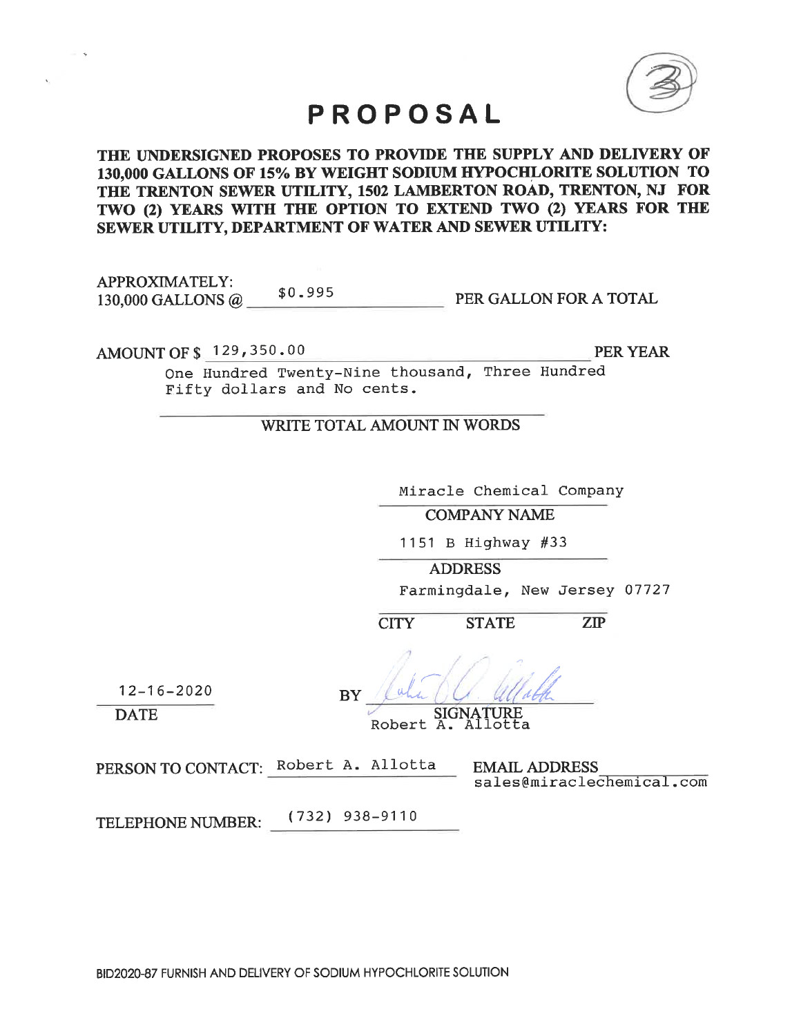# PROPOSAL

**THE UNDERSIGNED PROPOSES TO PROVIDE THE SUPPLY AND DELIVERY OF 130,000 GALLONS OF 15% BY WEIGHT SODIUM HYPOCHLORITE SOLUTION TO THE TRENTON SEWER UTILITY, 1502 LAMBERTON ROAD, TRENTON, NJ FOR TWO (2) YEARS WITH THE OPTION TO EXTEND TWO (2) YEARS FOR THE SEWER UTILITY, DEPARTMENT OF WATER AND SEWER UTILITY:**

APPROXIMATELY:
130,000 GALLONS @ \$0.995 PER GALLON FOR A TOTAL

AMOUNT OF \$ 129,350.00 PER YEAR

One Hundred Twenty-Nine thousand, Three Hundred Fifty dollars and No cents.

WRITE TOTAL AMOUNT IN WORDS

Miracle Chemical Company
COMPANY NAME

1151 B Highway #33
ADDRESS

Farmingdale, New Jersey 07727
CITY STATE ZIP

12-16-2020
DATE

BY [signature]
SIGNATURE
Robert A. Allotta

PERSON TO CONTACT: Robert A. Allotta

EMAIL ADDRESS sales@miraclechemical.com

TELEPHONE NUMBER: (732) 938-9110

BID2020-87 FURNISH AND DELIVERY OF SODIUM HYPOCHLORITE SOLUTION